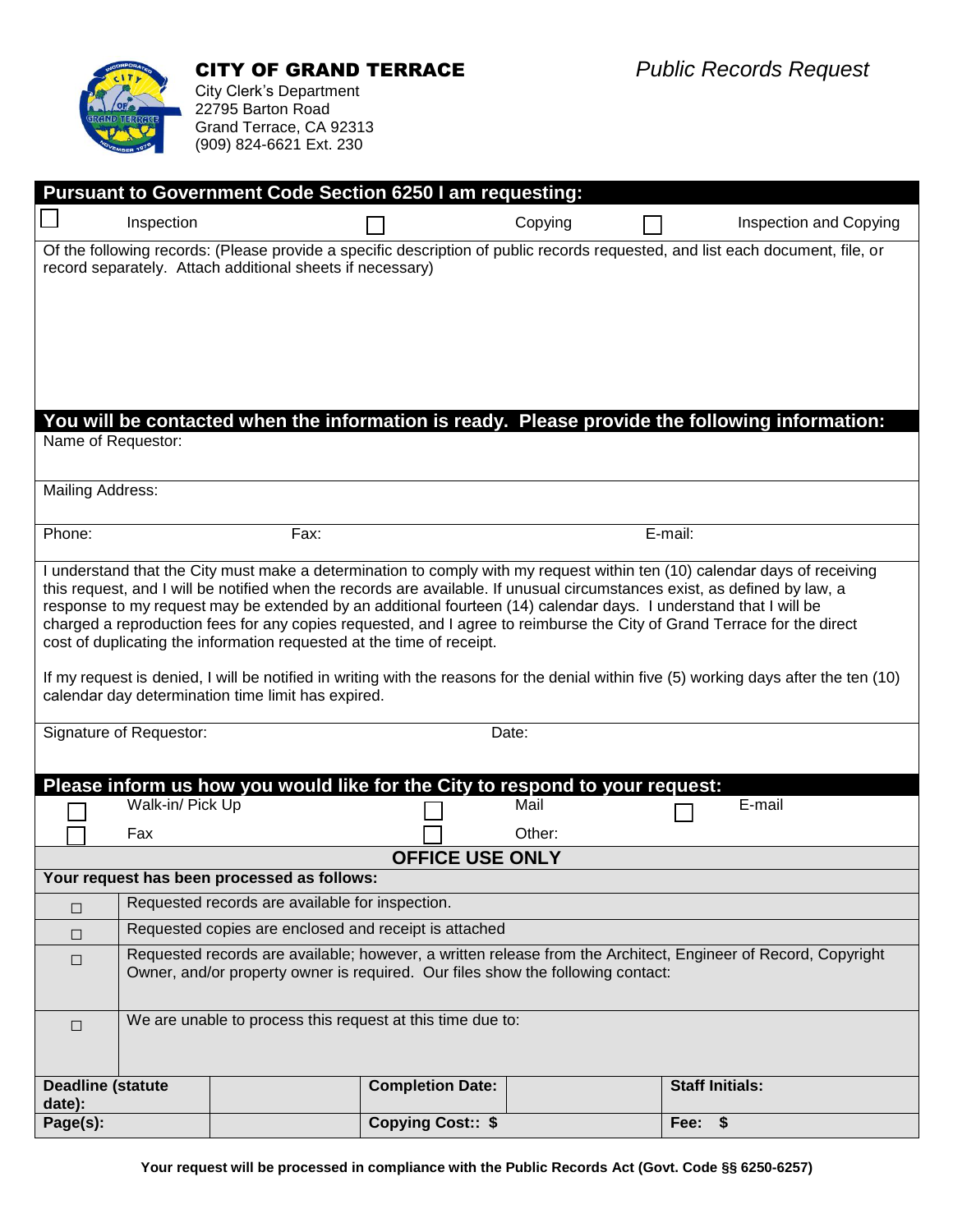# CITY OF GRAND TERRACE

City Clerk's Department
22795 Barton Road
Grand Terrace, CA 92313
(909) 824-6621 Ext. 230

*Public Records Request*

## Pursuant to Government Code Section 6250 I am requesting:

☐ Inspection ☐ Copying ☐ Inspection and Copying

Of the following records: (Please provide a specific description of public records requested, and list each document, file, or record separately. Attach additional sheets if necessary)

## You will be contacted when the information is ready. Please provide the following information:

Name of Requestor:

Mailing Address:

Phone: Fax: E-mail:

I understand that the City must make a determination to comply with my request within ten (10) calendar days of receiving this request, and I will be notified when the records are available. If unusual circumstances exist, as defined by law, a response to my request may be extended by an additional fourteen (14) calendar days. I understand that I will be charged a reproduction fees for any copies requested, and I agree to reimburse the City of Grand Terrace for the direct cost of duplicating the information requested at the time of receipt.

If my request is denied, I will be notified in writing with the reasons for the denial within five (5) working days after the ten (10) calendar day determination time limit has expired.

Signature of Requestor: Date:

## Please inform us how you would like for the City to respond to your request:

☐ Walk-in/ Pick Up ☐ Mail ☐ E-mail

☐ Fax ☐ Other:

## OFFICE USE ONLY

**Your request has been processed as follows:**

| | |
|---|---|
| ☐ | Requested records are available for inspection. |
| ☐ | Requested copies are enclosed and receipt is attached |
| ☐ | Requested records are available; however, a written release from the Architect, Engineer of Record, Copyright Owner, and/or property owner is required. Our files show the following contact: |
| ☐ | We are unable to process this request at this time due to: |

| **Deadline (statute date):** | | **Completion Date:** | | **Staff Initials:** |
|---|---|---|---|---|
| **Page(s):** | | **Copying Cost:: $** | | **Fee: $** |

**Your request will be processed in compliance with the Public Records Act (Govt. Code §§ 6250-6257)**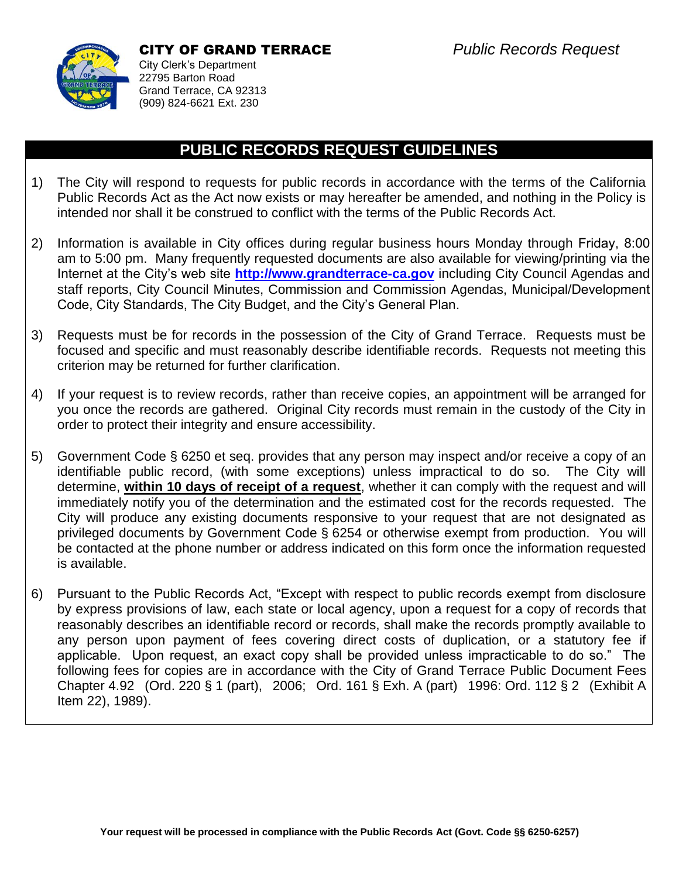**CITY OF GRAND TERRACE**
City Clerk's Department
22795 Barton Road
Grand Terrace, CA 92313
(909) 824-6621 Ext. 230

*Public Records Request*

## PUBLIC RECORDS REQUEST GUIDELINES

1) The City will respond to requests for public records in accordance with the terms of the California Public Records Act as the Act now exists or may hereafter be amended, and nothing in the Policy is intended nor shall it be construed to conflict with the terms of the Public Records Act.

2) Information is available in City offices during regular business hours Monday through Friday, 8:00 am to 5:00 pm. Many frequently requested documents are also available for viewing/printing via the Internet at the City's web site **http://www.grandterrace-ca.gov** including City Council Agendas and staff reports, City Council Minutes, Commission and Commission Agendas, Municipal/Development Code, City Standards, The City Budget, and the City's General Plan.

3) Requests must be for records in the possession of the City of Grand Terrace. Requests must be focused and specific and must reasonably describe identifiable records. Requests not meeting this criterion may be returned for further clarification.

4) If your request is to review records, rather than receive copies, an appointment will be arranged for you once the records are gathered. Original City records must remain in the custody of the City in order to protect their integrity and ensure accessibility.

5) Government Code § 6250 et seq. provides that any person may inspect and/or receive a copy of an identifiable public record, (with some exceptions) unless impractical to do so. The City will determine, **within 10 days of receipt of a request**, whether it can comply with the request and will immediately notify you of the determination and the estimated cost for the records requested. The City will produce any existing documents responsive to your request that are not designated as privileged documents by Government Code § 6254 or otherwise exempt from production. You will be contacted at the phone number or address indicated on this form once the information requested is available.

6) Pursuant to the Public Records Act, "Except with respect to public records exempt from disclosure by express provisions of law, each state or local agency, upon a request for a copy of records that reasonably describes an identifiable record or records, shall make the records promptly available to any person upon payment of fees covering direct costs of duplication, or a statutory fee if applicable. Upon request, an exact copy shall be provided unless impracticable to do so." The following fees for copies are in accordance with the City of Grand Terrace Public Document Fees Chapter 4.92 (Ord. 220 § 1 (part), 2006; Ord. 161 § Exh. A (part) 1996: Ord. 112 § 2 (Exhibit A Item 22), 1989).

**Your request will be processed in compliance with the Public Records Act (Govt. Code §§ 6250-6257)**